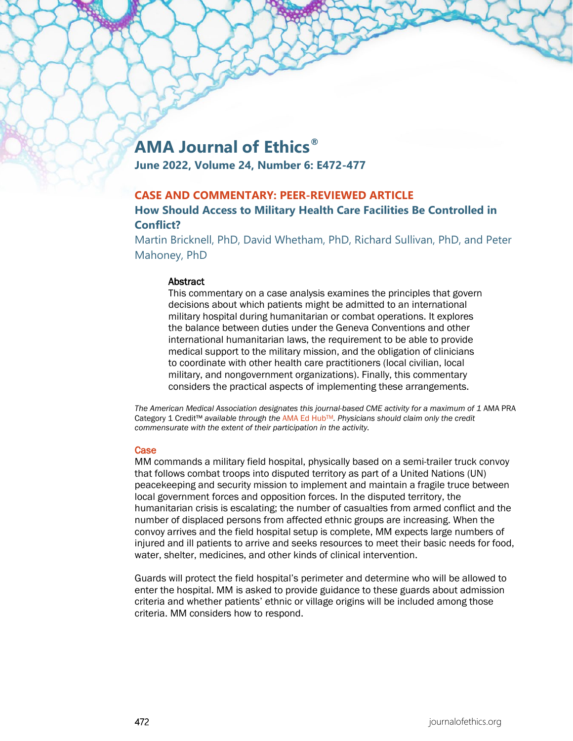# AMA Journal of Ethics®

**June 2022, Volume 24, Number 6: E472-477**

## CASE AND COMMENTARY: PEER-REVIEWED ARTICLE

## How Should Access to Military Health Care Facilities Be Controlled in Conflict?

Martin Bricknell, PhD, David Whetham, PhD, Richard Sullivan, PhD, and Peter Mahoney, PhD

### Abstract

This commentary on a case analysis examines the principles that govern decisions about which patients might be admitted to an international military hospital during humanitarian or combat operations. It explores the balance between duties under the Geneva Conventions and other international humanitarian laws, the requirement to be able to provide medical support to the military mission, and the obligation of clinicians to coordinate with other health care practitioners (local civilian, local military, and nongovernment organizations). Finally, this commentary considers the practical aspects of implementing these arrangements.

*The American Medical Association designates this journal-based CME activity for a maximum of 1* AMA PRA Category 1 Credit™ *available through the* AMA Ed Hub™. *Physicians should claim only the credit commensurate with the extent of their participation in the activity.*

## Case

MM commands a military field hospital, physically based on a semi-trailer truck convoy that follows combat troops into disputed territory as part of a United Nations (UN) peacekeeping and security mission to implement and maintain a fragile truce between local government forces and opposition forces. In the disputed territory, the humanitarian crisis is escalating; the number of casualties from armed conflict and the number of displaced persons from affected ethnic groups are increasing. When the convoy arrives and the field hospital setup is complete, MM expects large numbers of injured and ill patients to arrive and seeks resources to meet their basic needs for food, water, shelter, medicines, and other kinds of clinical intervention.

Guards will protect the field hospital's perimeter and determine who will be allowed to enter the hospital. MM is asked to provide guidance to these guards about admission criteria and whether patients' ethnic or village origins will be included among those criteria. MM considers how to respond.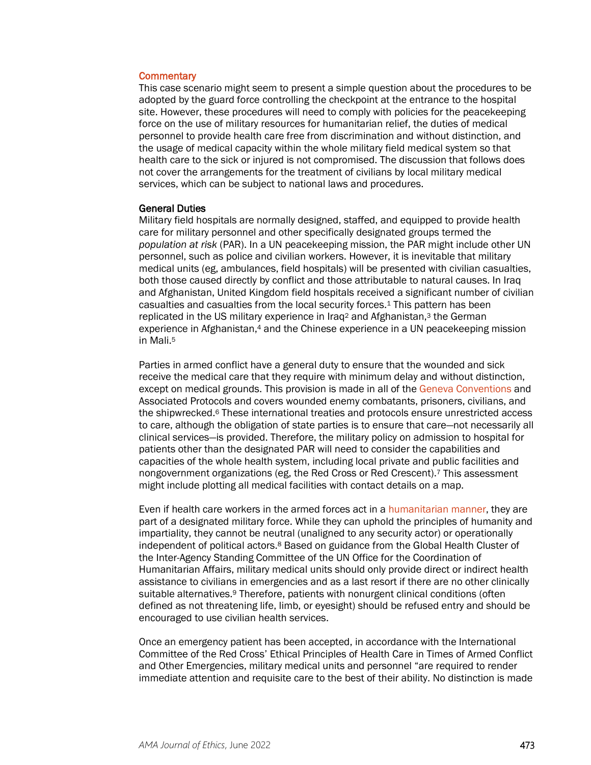## Commentary

This case scenario might seem to present a simple question about the procedures to be adopted by the guard force controlling the checkpoint at the entrance to the hospital site. However, these procedures will need to comply with policies for the peacekeeping force on the use of military resources for humanitarian relief, the duties of medical personnel to provide health care free from discrimination and without distinction, and the usage of medical capacity within the whole military field medical system so that health care to the sick or injured is not compromised. The discussion that follows does not cover the arrangements for the treatment of civilians by local military medical services, which can be subject to national laws and procedures.

### General Duties

Military field hospitals are normally designed, staffed, and equipped to provide health care for military personnel and other specifically designated groups termed the *population at risk* (PAR). In a UN peacekeeping mission, the PAR might include other UN personnel, such as police and civilian workers. However, it is inevitable that military medical units (eg, ambulances, field hospitals) will be presented with civilian casualties, both those caused directly by conflict and those attributable to natural causes. In Iraq and Afghanistan, United Kingdom field hospitals received a significant number of civilian casualties and casualties from the local security forces.[1] This pattern has been replicated in the US military experience in Iraq[2] and Afghanistan,[3] the German experience in Afghanistan,[4] and the Chinese experience in a UN peacekeeping mission in Mali.[5]

Parties in armed conflict have a general duty to ensure that the wounded and sick receive the medical care that they require with minimum delay and without distinction, except on medical grounds. This provision is made in all of the Geneva Conventions and Associated Protocols and covers wounded enemy combatants, prisoners, civilians, and the shipwrecked.[6] These international treaties and protocols ensure unrestricted access to care, although the obligation of state parties is to ensure that care—not necessarily all clinical services—is provided. Therefore, the military policy on admission to hospital for patients other than the designated PAR will need to consider the capabilities and capacities of the whole health system, including local private and public facilities and nongovernment organizations (eg, the Red Cross or Red Crescent).[7] This assessment might include plotting all medical facilities with contact details on a map.

Even if health care workers in the armed forces act in a humanitarian manner, they are part of a designated military force. While they can uphold the principles of humanity and impartiality, they cannot be neutral (unaligned to any security actor) or operationally independent of political actors.[8] Based on guidance from the Global Health Cluster of the Inter-Agency Standing Committee of the UN Office for the Coordination of Humanitarian Affairs, military medical units should only provide direct or indirect health assistance to civilians in emergencies and as a last resort if there are no other clinically suitable alternatives.[9] Therefore, patients with nonurgent clinical conditions (often defined as not threatening life, limb, or eyesight) should be refused entry and should be encouraged to use civilian health services.

Once an emergency patient has been accepted, in accordance with the International Committee of the Red Cross' Ethical Principles of Health Care in Times of Armed Conflict and Other Emergencies, military medical units and personnel "are required to render immediate attention and requisite care to the best of their ability. No distinction is made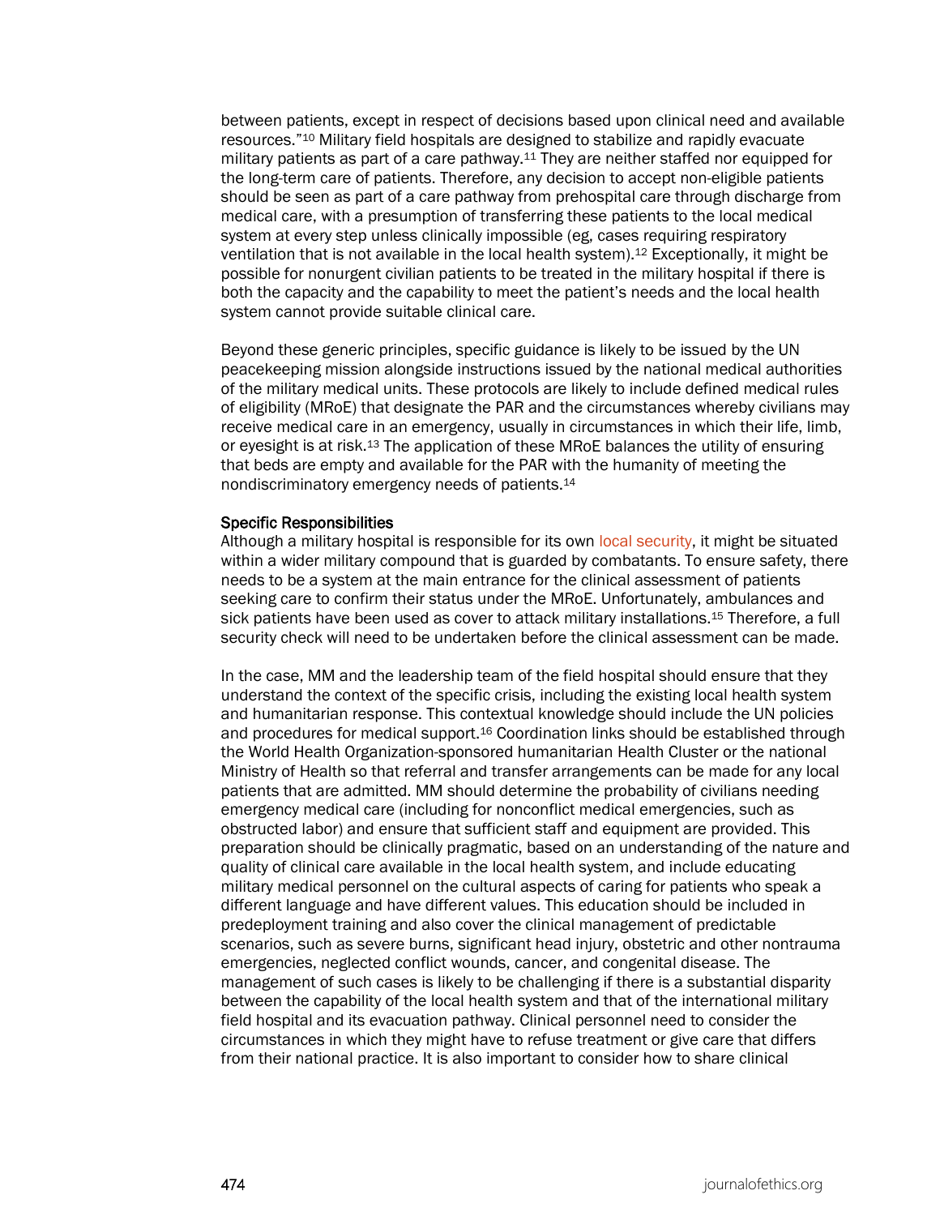between patients, except in respect of decisions based upon clinical need and available resources."[10] Military field hospitals are designed to stabilize and rapidly evacuate military patients as part of a care pathway.[11] They are neither staffed nor equipped for the long-term care of patients. Therefore, any decision to accept non-eligible patients should be seen as part of a care pathway from prehospital care through discharge from medical care, with a presumption of transferring these patients to the local medical system at every step unless clinically impossible (eg, cases requiring respiratory ventilation that is not available in the local health system).[12] Exceptionally, it might be possible for nonurgent civilian patients to be treated in the military hospital if there is both the capacity and the capability to meet the patient's needs and the local health system cannot provide suitable clinical care.

Beyond these generic principles, specific guidance is likely to be issued by the UN peacekeeping mission alongside instructions issued by the national medical authorities of the military medical units. These protocols are likely to include defined medical rules of eligibility (MRoE) that designate the PAR and the circumstances whereby civilians may receive medical care in an emergency, usually in circumstances in which their life, limb, or eyesight is at risk.[13] The application of these MRoE balances the utility of ensuring that beds are empty and available for the PAR with the humanity of meeting the nondiscriminatory emergency needs of patients.[14]

### Specific Responsibilities

Although a military hospital is responsible for its own local security, it might be situated within a wider military compound that is guarded by combatants. To ensure safety, there needs to be a system at the main entrance for the clinical assessment of patients seeking care to confirm their status under the MRoE. Unfortunately, ambulances and sick patients have been used as cover to attack military installations.[15] Therefore, a full security check will need to be undertaken before the clinical assessment can be made.

In the case, MM and the leadership team of the field hospital should ensure that they understand the context of the specific crisis, including the existing local health system and humanitarian response. This contextual knowledge should include the UN policies and procedures for medical support.[16] Coordination links should be established through the World Health Organization-sponsored humanitarian Health Cluster or the national Ministry of Health so that referral and transfer arrangements can be made for any local patients that are admitted. MM should determine the probability of civilians needing emergency medical care (including for nonconflict medical emergencies, such as obstructed labor) and ensure that sufficient staff and equipment are provided. This preparation should be clinically pragmatic, based on an understanding of the nature and quality of clinical care available in the local health system, and include educating military medical personnel on the cultural aspects of caring for patients who speak a different language and have different values. This education should be included in predeployment training and also cover the clinical management of predictable scenarios, such as severe burns, significant head injury, obstetric and other nontrauma emergencies, neglected conflict wounds, cancer, and congenital disease. The management of such cases is likely to be challenging if there is a substantial disparity between the capability of the local health system and that of the international military field hospital and its evacuation pathway. Clinical personnel need to consider the circumstances in which they might have to refuse treatment or give care that differs from their national practice. It is also important to consider how to share clinical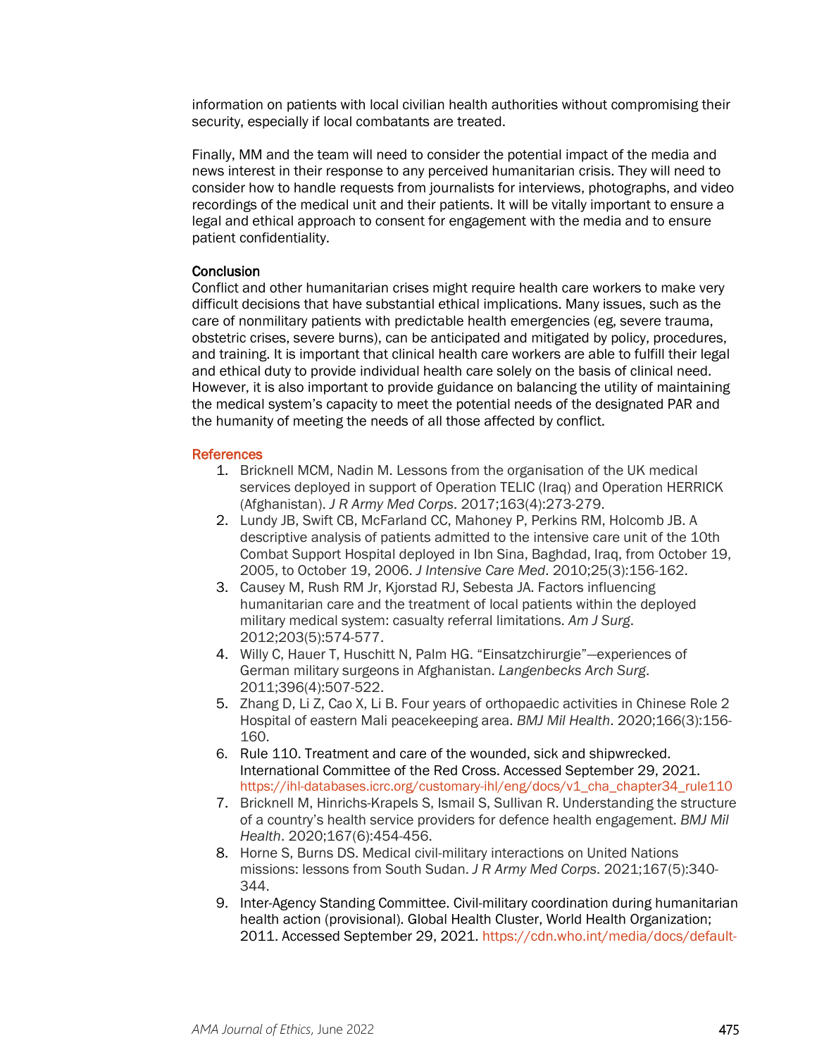information on patients with local civilian health authorities without compromising their security, especially if local combatants are treated.

Finally, MM and the team will need to consider the potential impact of the media and news interest in their response to any perceived humanitarian crisis. They will need to consider how to handle requests from journalists for interviews, photographs, and video recordings of the medical unit and their patients. It will be vitally important to ensure a legal and ethical approach to consent for engagement with the media and to ensure patient confidentiality.

### Conclusion

Conflict and other humanitarian crises might require health care workers to make very difficult decisions that have substantial ethical implications. Many issues, such as the care of nonmilitary patients with predictable health emergencies (eg, severe trauma, obstetric crises, severe burns), can be anticipated and mitigated by policy, procedures, and training. It is important that clinical health care workers are able to fulfill their legal and ethical duty to provide individual health care solely on the basis of clinical need. However, it is also important to provide guidance on balancing the utility of maintaining the medical system's capacity to meet the potential needs of the designated PAR and the humanity of meeting the needs of all those affected by conflict.

## References

1. Bricknell MCM, Nadin M. Lessons from the organisation of the UK medical services deployed in support of Operation TELIC (Iraq) and Operation HERRICK (Afghanistan). *J R Army Med Corps*. 2017;163(4):273-279.
2. Lundy JB, Swift CB, McFarland CC, Mahoney P, Perkins RM, Holcomb JB. A descriptive analysis of patients admitted to the intensive care unit of the 10th Combat Support Hospital deployed in Ibn Sina, Baghdad, Iraq, from October 19, 2005, to October 19, 2006. *J Intensive Care Med*. 2010;25(3):156-162.
3. Causey M, Rush RM Jr, Kjorstad RJ, Sebesta JA. Factors influencing humanitarian care and the treatment of local patients within the deployed military medical system: casualty referral limitations. *Am J Surg*. 2012;203(5):574-577.
4. Willy C, Hauer T, Huschitt N, Palm HG. "Einsatzchirurgie"—experiences of German military surgeons in Afghanistan. *Langenbecks Arch Surg*. 2011;396(4):507-522.
5. Zhang D, Li Z, Cao X, Li B. Four years of orthopaedic activities in Chinese Role 2 Hospital of eastern Mali peacekeeping area. *BMJ Mil Health*. 2020;166(3):156-160.
6. Rule 110. Treatment and care of the wounded, sick and shipwrecked. International Committee of the Red Cross. Accessed September 29, 2021. https://ihl-databases.icrc.org/customary-ihl/eng/docs/v1_cha_chapter34_rule110
7. Bricknell M, Hinrichs-Krapels S, Ismail S, Sullivan R. Understanding the structure of a country's health service providers for defence health engagement. *BMJ Mil Health*. 2020;167(6):454-456.
8. Horne S, Burns DS. Medical civil-military interactions on United Nations missions: lessons from South Sudan. *J R Army Med Corps*. 2021;167(5):340-344.
9. Inter-Agency Standing Committee. Civil-military coordination during humanitarian health action (provisional). Global Health Cluster, World Health Organization; 2011. Accessed September 29, 2021. https://cdn.who.int/media/docs/default-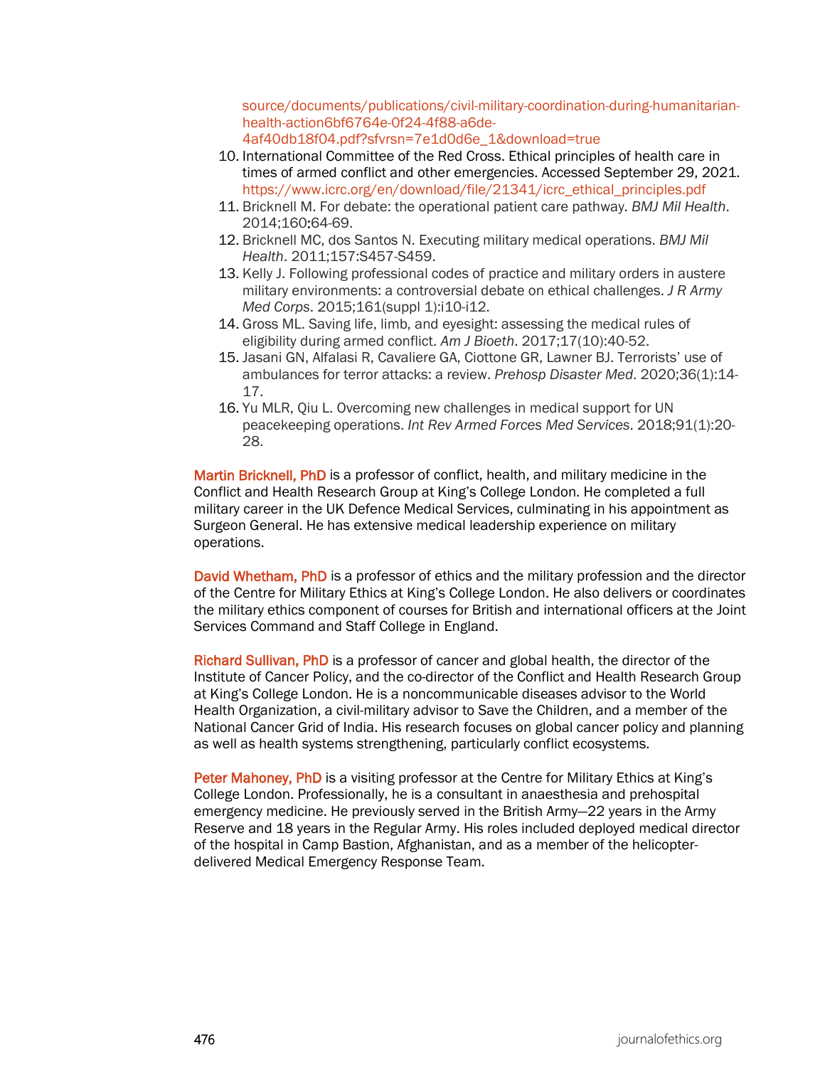source/documents/publications/civil-military-coordination-during-humanitarian-health-action6bf6764e-0f24-4f88-a6de-4af40db18f04.pdf?sfvrsn=7e1d0d6e_1&download=true

10. International Committee of the Red Cross. Ethical principles of health care in times of armed conflict and other emergencies. Accessed September 29, 2021. https://www.icrc.org/en/download/file/21341/icrc_ethical_principles.pdf
11. Bricknell M. For debate: the operational patient care pathway. *BMJ Mil Health*. 2014;160:64-69.
12. Bricknell MC, dos Santos N. Executing military medical operations. *BMJ Mil Health*. 2011;157:S457-S459.
13. Kelly J. Following professional codes of practice and military orders in austere military environments: a controversial debate on ethical challenges. *J R Army Med Corps*. 2015;161(suppl 1):i10-i12.
14. Gross ML. Saving life, limb, and eyesight: assessing the medical rules of eligibility during armed conflict. *Am J Bioeth*. 2017;17(10):40-52.
15. Jasani GN, Alfalasi R, Cavaliere GA, Ciottone GR, Lawner BJ. Terrorists' use of ambulances for terror attacks: a review. *Prehosp Disaster Med*. 2020;36(1):14-17.
16. Yu MLR, Qiu L. Overcoming new challenges in medical support for UN peacekeeping operations. *Int Rev Armed Forces Med Services*. 2018;91(1):20-28.

**Martin Bricknell, PhD** is a professor of conflict, health, and military medicine in the Conflict and Health Research Group at King's College London. He completed a full military career in the UK Defence Medical Services, culminating in his appointment as Surgeon General. He has extensive medical leadership experience on military operations.

**David Whetham, PhD** is a professor of ethics and the military profession and the director of the Centre for Military Ethics at King's College London. He also delivers or coordinates the military ethics component of courses for British and international officers at the Joint Services Command and Staff College in England.

**Richard Sullivan, PhD** is a professor of cancer and global health, the director of the Institute of Cancer Policy, and the co-director of the Conflict and Health Research Group at King's College London. He is a noncommunicable diseases advisor to the World Health Organization, a civil-military advisor to Save the Children, and a member of the National Cancer Grid of India. His research focuses on global cancer policy and planning as well as health systems strengthening, particularly conflict ecosystems.

**Peter Mahoney, PhD** is a visiting professor at the Centre for Military Ethics at King's College London. Professionally, he is a consultant in anaesthesia and prehospital emergency medicine. He previously served in the British Army—22 years in the Army Reserve and 18 years in the Regular Army. His roles included deployed medical director of the hospital in Camp Bastion, Afghanistan, and as a member of the helicopter-delivered Medical Emergency Response Team.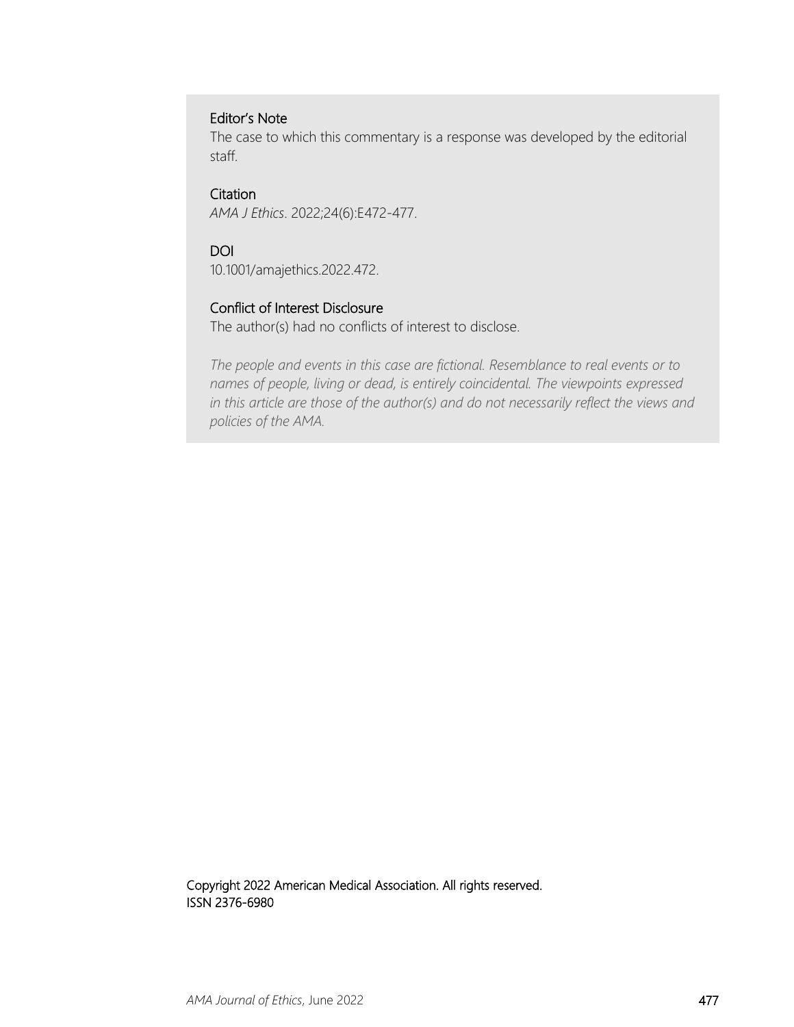### Editor's Note

The case to which this commentary is a response was developed by the editorial staff.

### Citation

*AMA J Ethics*. 2022;24(6):E472-477.

### DOI

10.1001/amajethics.2022.472.

### Conflict of Interest Disclosure

The author(s) had no conflicts of interest to disclose.

*The people and events in this case are fictional. Resemblance to real events or to names of people, living or dead, is entirely coincidental. The viewpoints expressed in this article are those of the author(s) and do not necessarily reflect the views and policies of the AMA.*

Copyright 2022 American Medical Association. All rights reserved.
ISSN 2376-6980